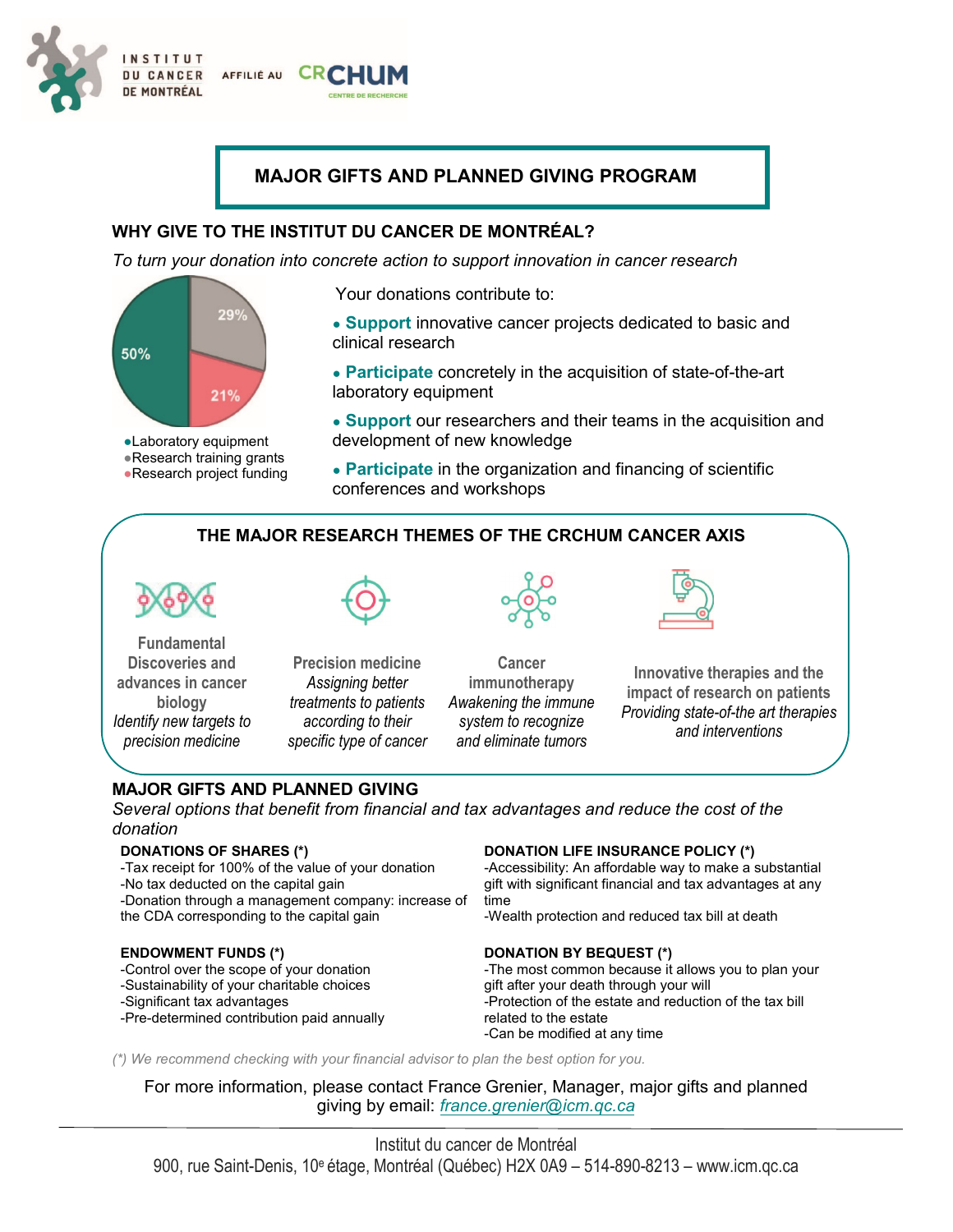INSTITUT DU CANCER DE MONTRÉAL AFFILIÉ AU CRCHUM CENTRE DE RECHERCHE

# MAJOR GIFTS AND PLANNED GIVING PROGRAM

## WHY GIVE TO THE INSTITUT DU CANCER DE MONTRÉAL?

*To turn your donation into concrete action to support innovation in cancer research*

50% 29% 21%

- Laboratory equipment
- Research training grants
- Research project funding

Your donations contribute to:

- **Support** innovative cancer projects dedicated to basic and clinical research
- **Participate** concretely in the acquisition of state-of-the-art laboratory equipment
- **Support** our researchers and their teams in the acquisition and development of new knowledge
- **Participate** in the organization and financing of scientific conferences and workshops

## THE MAJOR RESEARCH THEMES OF THE CRCHUM CANCER AXIS

**Fundamental Discoveries and advances in cancer biology**
*Identify new targets to precision medicine*

**Precision medicine**
*Assigning better treatments to patients according to their specific type of cancer*

**Cancer immunotherapy**
*Awakening the immune system to recognize and eliminate tumors*

**Innovative therapies and the impact of research on patients**
*Providing state-of-the art therapies and interventions*

## MAJOR GIFTS AND PLANNED GIVING

*Several options that benefit from financial and tax advantages and reduce the cost of the donation*

### DONATIONS OF SHARES (*)

-Tax receipt for 100% of the value of your donation
-No tax deducted on the capital gain
-Donation through a management company: increase of the CDA corresponding to the capital gain

### ENDOWMENT FUNDS (*)

-Control over the scope of your donation
-Sustainability of your charitable choices
-Significant tax advantages
-Pre-determined contribution paid annually

### DONATION LIFE INSURANCE POLICY (*)

-Accessibility: An affordable way to make a substantial gift with significant financial and tax advantages at any time
-Wealth protection and reduced tax bill at death

### DONATION BY BEQUEST (*)

-The most common because it allows you to plan your gift after your death through your will
-Protection of the estate and reduction of the tax bill related to the estate
-Can be modified at any time

*(*) We recommend checking with your financial advisor to plan the best option for you.*

For more information, please contact France Grenier, Manager, major gifts and planned giving by email: *france.grenier@icm.qc.ca*

Institut du cancer de Montréal
900, rue Saint-Denis, 10e étage, Montréal (Québec) H2X 0A9 – 514-890-8213 – www.icm.qc.ca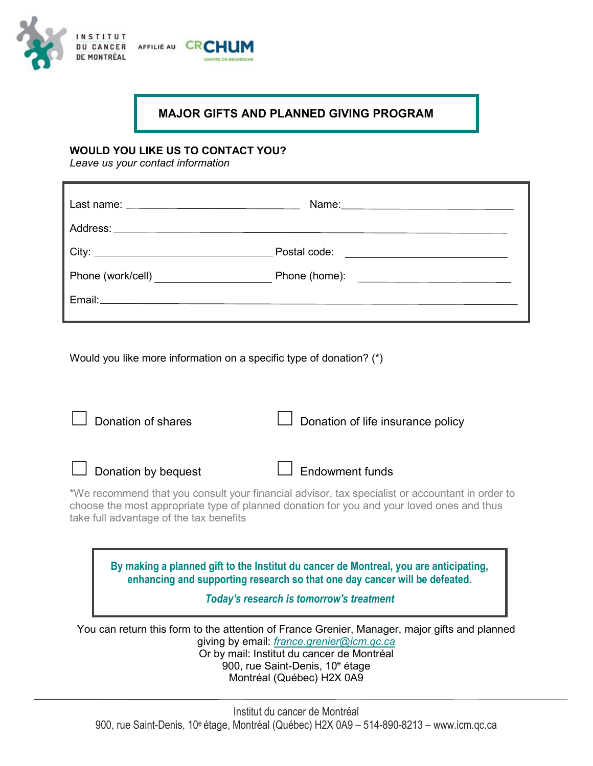INSTITUT DU CANCER DE MONTRÉAL AFFILIÉ AU CRCHUM CENTRE DE RECHERCHE

## MAJOR GIFTS AND PLANNED GIVING PROGRAM

**WOULD YOU LIKE US TO CONTACT YOU?**
*Leave us your contact information*

Last name: ______________________ Name: ______________________

Address: ______________________________________________

City: ______________________ Postal code: ______________________

Phone (work/cell) ______________________ Phone (home): ______________________

Email: ______________________________________________

Would you like more information on a specific type of donation? (*)

☐ Donation of shares ☐ Donation of life insurance policy

☐ Donation by bequest ☐ Endowment funds

*We recommend that you consult your financial advisor, tax specialist or accountant in order to choose the most appropriate type of planned donation for you and your loved ones and thus take full advantage of the tax benefits

**By making a planned gift to the Institut du cancer de Montreal, you are anticipating, enhancing and supporting research so that one day cancer will be defeated.**

***Today's research is tomorrow's treatment***

You can return this form to the attention of France Grenier, Manager, major gifts and planned giving by email: *france.grenier@icm.qc.ca*
Or by mail: Institut du cancer de Montréal
900, rue Saint-Denis, 10e étage
Montréal (Québec) H2X 0A9

Institut du cancer de Montréal
900, rue Saint-Denis, 10e étage, Montréal (Québec) H2X 0A9 – 514-890-8213 – www.icm.qc.ca